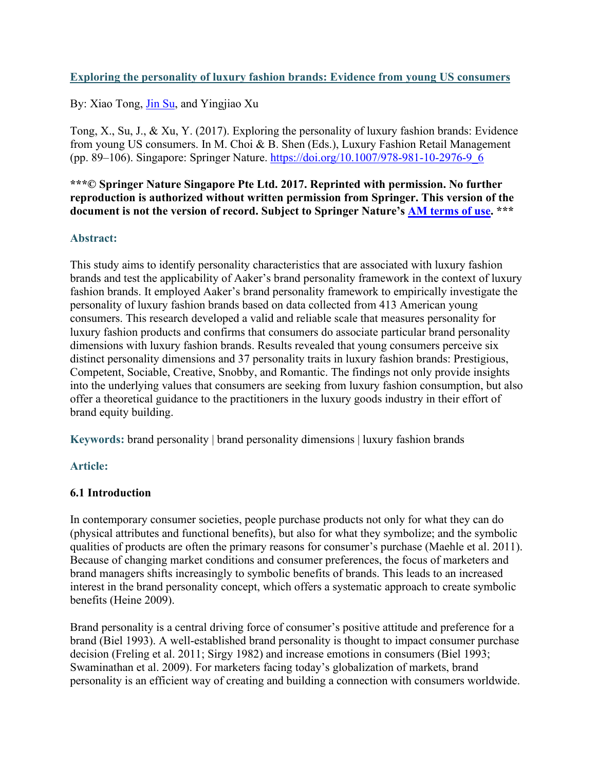# [Exploring the personality of luxury fashion brands: Evidence from young US consumers](#)

By: Xiao Tong, [Jin Su](#), and Yingjiao Xu

Tong, X., Su, J., & Xu, Y. (2017). Exploring the personality of luxury fashion brands: Evidence from young US consumers. In M. Choi & B. Shen (Eds.), Luxury Fashion Retail Management (pp. 89–106). Singapore: Springer Nature. [https://doi.org/10.1007/978-981-10-2976-9_6](https://doi.org/10.1007/978-981-10-2976-9_6)

**\*\*\*© Springer Nature Singapore Pte Ltd. 2017. Reprinted with permission. No further reproduction is authorized without written permission from Springer. This version of the document is not the version of record. Subject to Springer Nature's [AM terms of use](#). \*\*\***

## Abstract:

This study aims to identify personality characteristics that are associated with luxury fashion brands and test the applicability of Aaker's brand personality framework in the context of luxury fashion brands. It employed Aaker's brand personality framework to empirically investigate the personality of luxury fashion brands based on data collected from 413 American young consumers. This research developed a valid and reliable scale that measures personality for luxury fashion products and confirms that consumers do associate particular brand personality dimensions with luxury fashion brands. Results revealed that young consumers perceive six distinct personality dimensions and 37 personality traits in luxury fashion brands: Prestigious, Competent, Sociable, Creative, Snobby, and Romantic. The findings not only provide insights into the underlying values that consumers are seeking from luxury fashion consumption, but also offer a theoretical guidance to the practitioners in the luxury goods industry in their effort of brand equity building.

**Keywords:** brand personality | brand personality dimensions | luxury fashion brands

## Article:

### 6.1 Introduction

In contemporary consumer societies, people purchase products not only for what they can do (physical attributes and functional benefits), but also for what they symbolize; and the symbolic qualities of products are often the primary reasons for consumer's purchase (Maehle et al. 2011). Because of changing market conditions and consumer preferences, the focus of marketers and brand managers shifts increasingly to symbolic benefits of brands. This leads to an increased interest in the brand personality concept, which offers a systematic approach to create symbolic benefits (Heine 2009).

Brand personality is a central driving force of consumer's positive attitude and preference for a brand (Biel 1993). A well-established brand personality is thought to impact consumer purchase decision (Freling et al. 2011; Sirgy 1982) and increase emotions in consumers (Biel 1993; Swaminathan et al. 2009). For marketers facing today's globalization of markets, brand personality is an efficient way of creating and building a connection with consumers worldwide.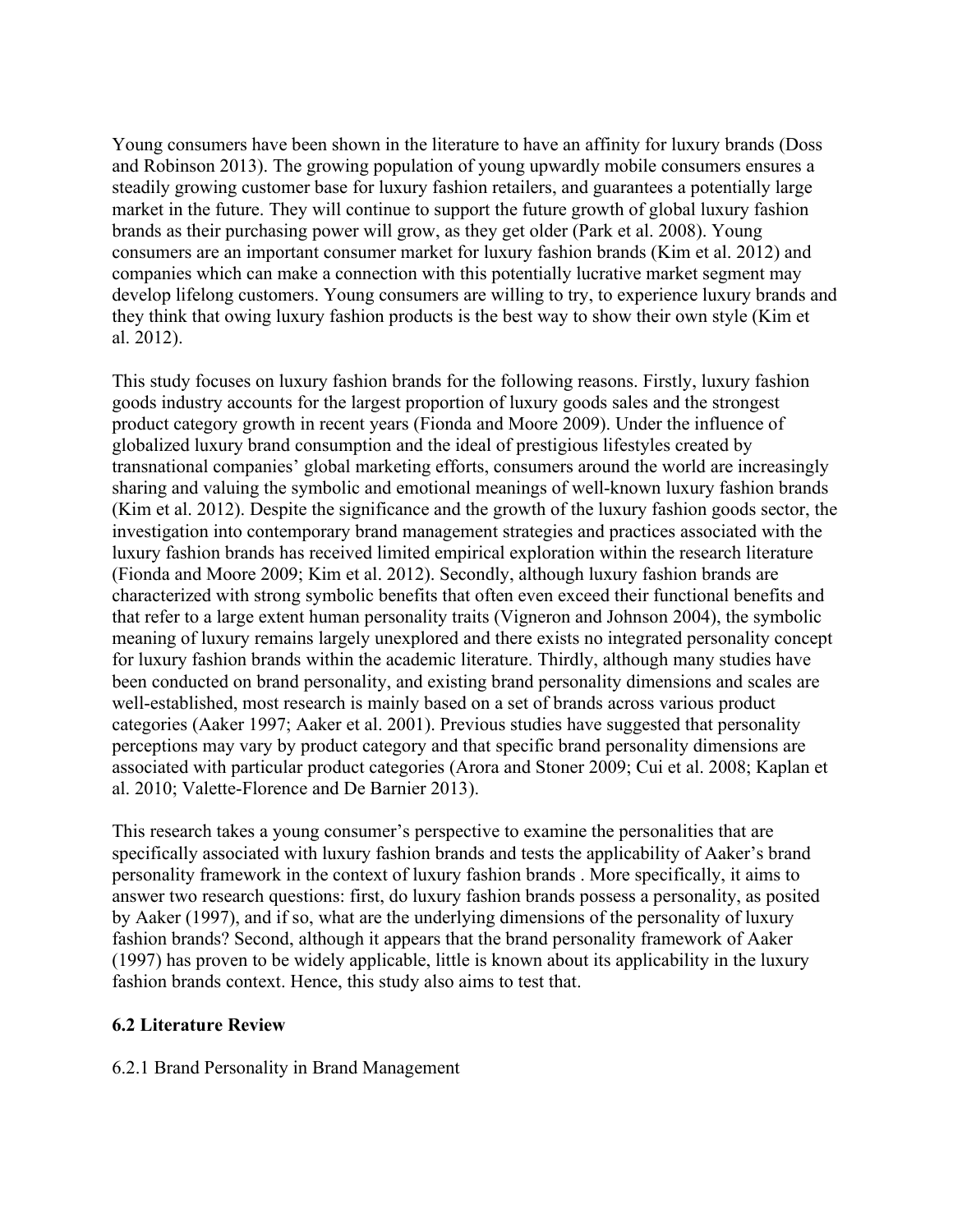Young consumers have been shown in the literature to have an affinity for luxury brands (Doss and Robinson 2013). The growing population of young upwardly mobile consumers ensures a steadily growing customer base for luxury fashion retailers, and guarantees a potentially large market in the future. They will continue to support the future growth of global luxury fashion brands as their purchasing power will grow, as they get older (Park et al. 2008). Young consumers are an important consumer market for luxury fashion brands (Kim et al. 2012) and companies which can make a connection with this potentially lucrative market segment may develop lifelong customers. Young consumers are willing to try, to experience luxury brands and they think that owing luxury fashion products is the best way to show their own style (Kim et al. 2012).

This study focuses on luxury fashion brands for the following reasons. Firstly, luxury fashion goods industry accounts for the largest proportion of luxury goods sales and the strongest product category growth in recent years (Fionda and Moore 2009). Under the influence of globalized luxury brand consumption and the ideal of prestigious lifestyles created by transnational companies' global marketing efforts, consumers around the world are increasingly sharing and valuing the symbolic and emotional meanings of well-known luxury fashion brands (Kim et al. 2012). Despite the significance and the growth of the luxury fashion goods sector, the investigation into contemporary brand management strategies and practices associated with the luxury fashion brands has received limited empirical exploration within the research literature (Fionda and Moore 2009; Kim et al. 2012). Secondly, although luxury fashion brands are characterized with strong symbolic benefits that often even exceed their functional benefits and that refer to a large extent human personality traits (Vigneron and Johnson 2004), the symbolic meaning of luxury remains largely unexplored and there exists no integrated personality concept for luxury fashion brands within the academic literature. Thirdly, although many studies have been conducted on brand personality, and existing brand personality dimensions and scales are well-established, most research is mainly based on a set of brands across various product categories (Aaker 1997; Aaker et al. 2001). Previous studies have suggested that personality perceptions may vary by product category and that specific brand personality dimensions are associated with particular product categories (Arora and Stoner 2009; Cui et al. 2008; Kaplan et al. 2010; Valette-Florence and De Barnier 2013).

This research takes a young consumer's perspective to examine the personalities that are specifically associated with luxury fashion brands and tests the applicability of Aaker's brand personality framework in the context of luxury fashion brands . More specifically, it aims to answer two research questions: first, do luxury fashion brands possess a personality, as posited by Aaker (1997), and if so, what are the underlying dimensions of the personality of luxury fashion brands? Second, although it appears that the brand personality framework of Aaker (1997) has proven to be widely applicable, little is known about its applicability in the luxury fashion brands context. Hence, this study also aims to test that.

## 6.2 Literature Review

### 6.2.1 Brand Personality in Brand Management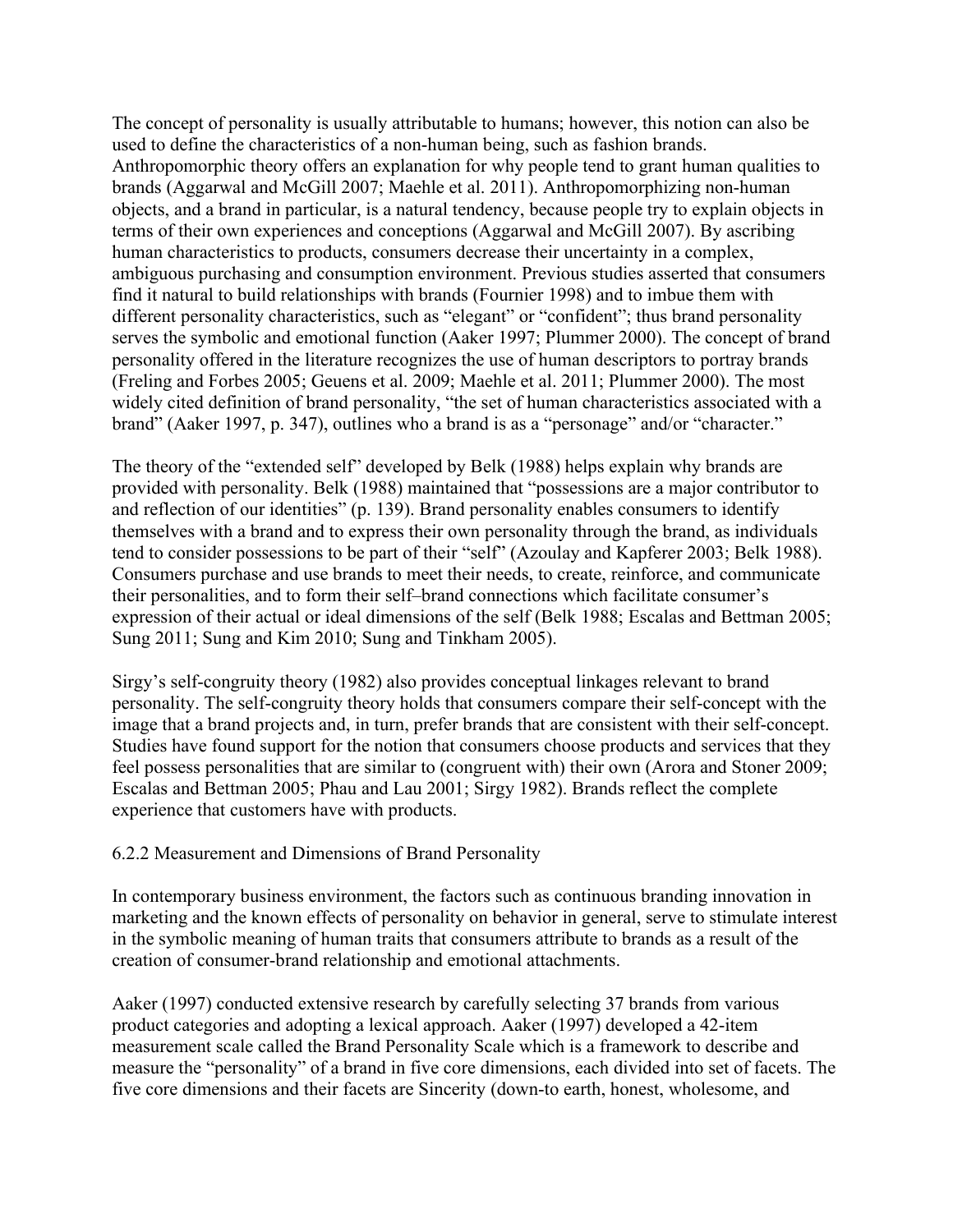The concept of personality is usually attributable to humans; however, this notion can also be used to define the characteristics of a non-human being, such as fashion brands. Anthropomorphic theory offers an explanation for why people tend to grant human qualities to brands (Aggarwal and McGill 2007; Maehle et al. 2011). Anthropomorphizing non-human objects, and a brand in particular, is a natural tendency, because people try to explain objects in terms of their own experiences and conceptions (Aggarwal and McGill 2007). By ascribing human characteristics to products, consumers decrease their uncertainty in a complex, ambiguous purchasing and consumption environment. Previous studies asserted that consumers find it natural to build relationships with brands (Fournier 1998) and to imbue them with different personality characteristics, such as "elegant" or "confident"; thus brand personality serves the symbolic and emotional function (Aaker 1997; Plummer 2000). The concept of brand personality offered in the literature recognizes the use of human descriptors to portray brands (Freling and Forbes 2005; Geuens et al. 2009; Maehle et al. 2011; Plummer 2000). The most widely cited definition of brand personality, "the set of human characteristics associated with a brand" (Aaker 1997, p. 347), outlines who a brand is as a "personage" and/or "character."

The theory of the "extended self" developed by Belk (1988) helps explain why brands are provided with personality. Belk (1988) maintained that "possessions are a major contributor to and reflection of our identities" (p. 139). Brand personality enables consumers to identify themselves with a brand and to express their own personality through the brand, as individuals tend to consider possessions to be part of their "self" (Azoulay and Kapferer 2003; Belk 1988). Consumers purchase and use brands to meet their needs, to create, reinforce, and communicate their personalities, and to form their self–brand connections which facilitate consumer's expression of their actual or ideal dimensions of the self (Belk 1988; Escalas and Bettman 2005; Sung 2011; Sung and Kim 2010; Sung and Tinkham 2005).

Sirgy's self-congruity theory (1982) also provides conceptual linkages relevant to brand personality. The self-congruity theory holds that consumers compare their self-concept with the image that a brand projects and, in turn, prefer brands that are consistent with their self-concept. Studies have found support for the notion that consumers choose products and services that they feel possess personalities that are similar to (congruent with) their own (Arora and Stoner 2009; Escalas and Bettman 2005; Phau and Lau 2001; Sirgy 1982). Brands reflect the complete experience that customers have with products.

### 6.2.2 Measurement and Dimensions of Brand Personality

In contemporary business environment, the factors such as continuous branding innovation in marketing and the known effects of personality on behavior in general, serve to stimulate interest in the symbolic meaning of human traits that consumers attribute to brands as a result of the creation of consumer-brand relationship and emotional attachments.

Aaker (1997) conducted extensive research by carefully selecting 37 brands from various product categories and adopting a lexical approach. Aaker (1997) developed a 42-item measurement scale called the Brand Personality Scale which is a framework to describe and measure the "personality" of a brand in five core dimensions, each divided into set of facets. The five core dimensions and their facets are Sincerity (down-to earth, honest, wholesome, and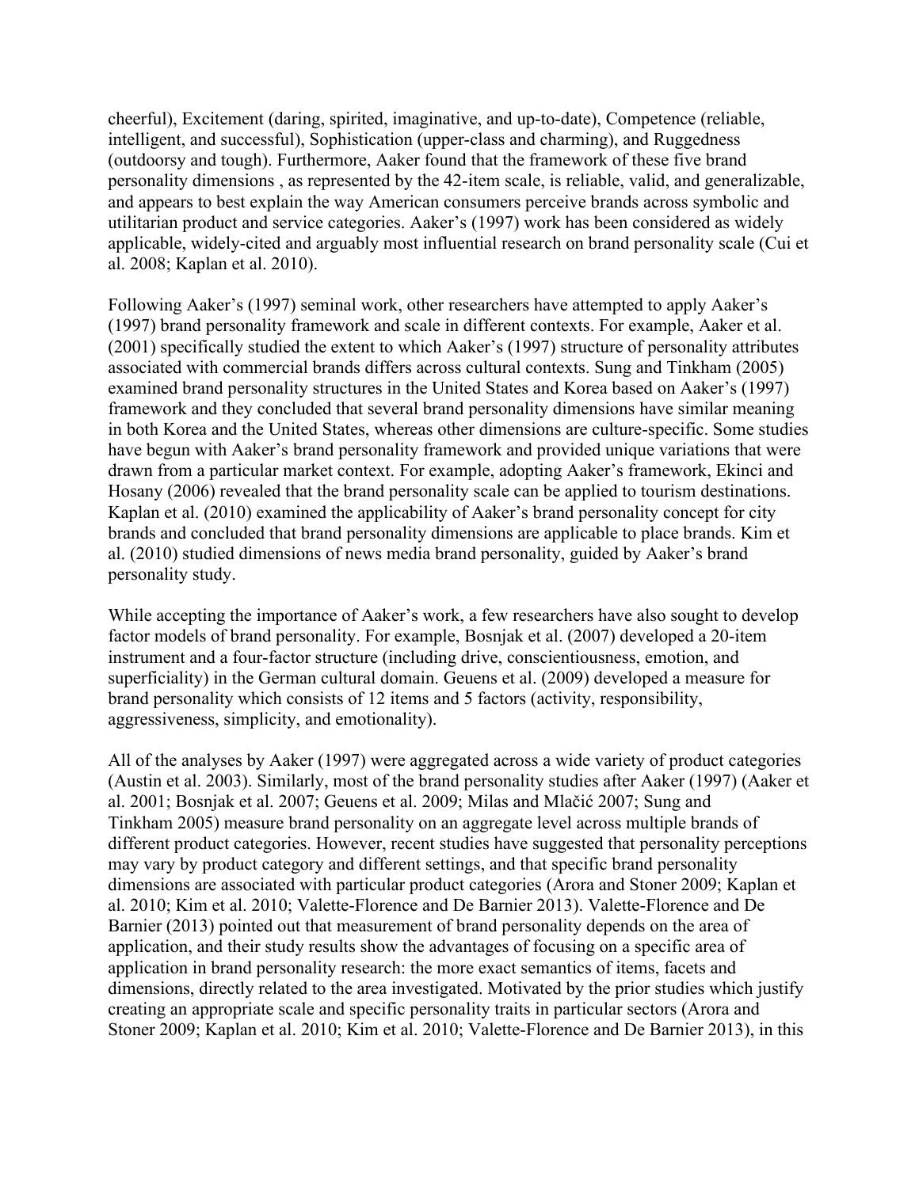cheerful), Excitement (daring, spirited, imaginative, and up-to-date), Competence (reliable, intelligent, and successful), Sophistication (upper-class and charming), and Ruggedness (outdoorsy and tough). Furthermore, Aaker found that the framework of these five brand personality dimensions , as represented by the 42-item scale, is reliable, valid, and generalizable, and appears to best explain the way American consumers perceive brands across symbolic and utilitarian product and service categories. Aaker's (1997) work has been considered as widely applicable, widely-cited and arguably most influential research on brand personality scale (Cui et al. 2008; Kaplan et al. 2010).

Following Aaker's (1997) seminal work, other researchers have attempted to apply Aaker's (1997) brand personality framework and scale in different contexts. For example, Aaker et al. (2001) specifically studied the extent to which Aaker's (1997) structure of personality attributes associated with commercial brands differs across cultural contexts. Sung and Tinkham (2005) examined brand personality structures in the United States and Korea based on Aaker's (1997) framework and they concluded that several brand personality dimensions have similar meaning in both Korea and the United States, whereas other dimensions are culture-specific. Some studies have begun with Aaker's brand personality framework and provided unique variations that were drawn from a particular market context. For example, adopting Aaker's framework, Ekinci and Hosany (2006) revealed that the brand personality scale can be applied to tourism destinations. Kaplan et al. (2010) examined the applicability of Aaker's brand personality concept for city brands and concluded that brand personality dimensions are applicable to place brands. Kim et al. (2010) studied dimensions of news media brand personality, guided by Aaker's brand personality study.

While accepting the importance of Aaker's work, a few researchers have also sought to develop factor models of brand personality. For example, Bosnjak et al. (2007) developed a 20-item instrument and a four-factor structure (including drive, conscientiousness, emotion, and superficiality) in the German cultural domain. Geuens et al. (2009) developed a measure for brand personality which consists of 12 items and 5 factors (activity, responsibility, aggressiveness, simplicity, and emotionality).

All of the analyses by Aaker (1997) were aggregated across a wide variety of product categories (Austin et al. 2003). Similarly, most of the brand personality studies after Aaker (1997) (Aaker et al. 2001; Bosnjak et al. 2007; Geuens et al. 2009; Milas and Mlačić 2007; Sung and Tinkham 2005) measure brand personality on an aggregate level across multiple brands of different product categories. However, recent studies have suggested that personality perceptions may vary by product category and different settings, and that specific brand personality dimensions are associated with particular product categories (Arora and Stoner 2009; Kaplan et al. 2010; Kim et al. 2010; Valette-Florence and De Barnier 2013). Valette-Florence and De Barnier (2013) pointed out that measurement of brand personality depends on the area of application, and their study results show the advantages of focusing on a specific area of application in brand personality research: the more exact semantics of items, facets and dimensions, directly related to the area investigated. Motivated by the prior studies which justify creating an appropriate scale and specific personality traits in particular sectors (Arora and Stoner 2009; Kaplan et al. 2010; Kim et al. 2010; Valette-Florence and De Barnier 2013), in this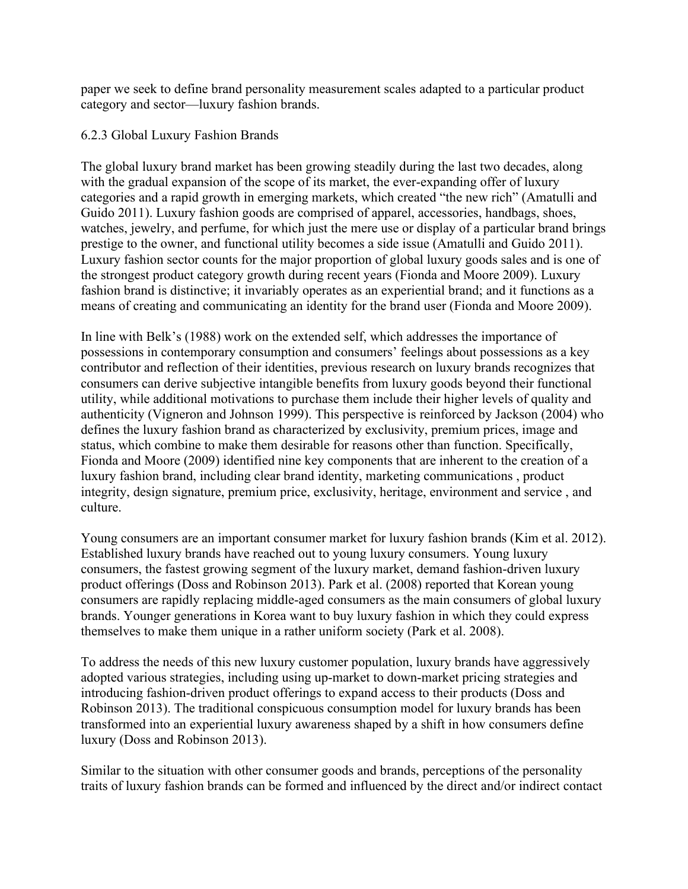paper we seek to define brand personality measurement scales adapted to a particular product category and sector—luxury fashion brands.

### 6.2.3 Global Luxury Fashion Brands

The global luxury brand market has been growing steadily during the last two decades, along with the gradual expansion of the scope of its market, the ever-expanding offer of luxury categories and a rapid growth in emerging markets, which created "the new rich" (Amatulli and Guido 2011). Luxury fashion goods are comprised of apparel, accessories, handbags, shoes, watches, jewelry, and perfume, for which just the mere use or display of a particular brand brings prestige to the owner, and functional utility becomes a side issue (Amatulli and Guido 2011). Luxury fashion sector counts for the major proportion of global luxury goods sales and is one of the strongest product category growth during recent years (Fionda and Moore 2009). Luxury fashion brand is distinctive; it invariably operates as an experiential brand; and it functions as a means of creating and communicating an identity for the brand user (Fionda and Moore 2009).

In line with Belk's (1988) work on the extended self, which addresses the importance of possessions in contemporary consumption and consumers' feelings about possessions as a key contributor and reflection of their identities, previous research on luxury brands recognizes that consumers can derive subjective intangible benefits from luxury goods beyond their functional utility, while additional motivations to purchase them include their higher levels of quality and authenticity (Vigneron and Johnson 1999). This perspective is reinforced by Jackson (2004) who defines the luxury fashion brand as characterized by exclusivity, premium prices, image and status, which combine to make them desirable for reasons other than function. Specifically, Fionda and Moore (2009) identified nine key components that are inherent to the creation of a luxury fashion brand, including clear brand identity, marketing communications , product integrity, design signature, premium price, exclusivity, heritage, environment and service , and culture.

Young consumers are an important consumer market for luxury fashion brands (Kim et al. 2012). Established luxury brands have reached out to young luxury consumers. Young luxury consumers, the fastest growing segment of the luxury market, demand fashion-driven luxury product offerings (Doss and Robinson 2013). Park et al. (2008) reported that Korean young consumers are rapidly replacing middle-aged consumers as the main consumers of global luxury brands. Younger generations in Korea want to buy luxury fashion in which they could express themselves to make them unique in a rather uniform society (Park et al. 2008).

To address the needs of this new luxury customer population, luxury brands have aggressively adopted various strategies, including using up-market to down-market pricing strategies and introducing fashion-driven product offerings to expand access to their products (Doss and Robinson 2013). The traditional conspicuous consumption model for luxury brands has been transformed into an experiential luxury awareness shaped by a shift in how consumers define luxury (Doss and Robinson 2013).

Similar to the situation with other consumer goods and brands, perceptions of the personality traits of luxury fashion brands can be formed and influenced by the direct and/or indirect contact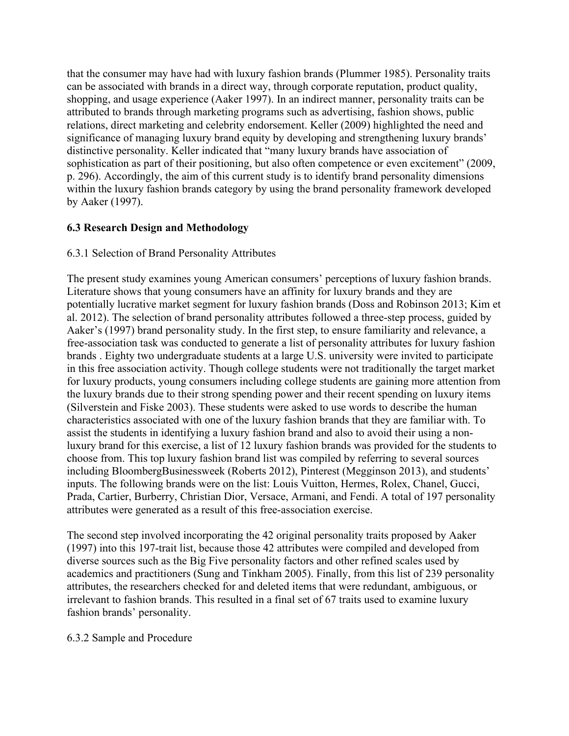that the consumer may have had with luxury fashion brands (Plummer 1985). Personality traits can be associated with brands in a direct way, through corporate reputation, product quality, shopping, and usage experience (Aaker 1997). In an indirect manner, personality traits can be attributed to brands through marketing programs such as advertising, fashion shows, public relations, direct marketing and celebrity endorsement. Keller (2009) highlighted the need and significance of managing luxury brand equity by developing and strengthening luxury brands' distinctive personality. Keller indicated that "many luxury brands have association of sophistication as part of their positioning, but also often competence or even excitement" (2009, p. 296). Accordingly, the aim of this current study is to identify brand personality dimensions within the luxury fashion brands category by using the brand personality framework developed by Aaker (1997).

## 6.3 Research Design and Methodology

### 6.3.1 Selection of Brand Personality Attributes

The present study examines young American consumers' perceptions of luxury fashion brands. Literature shows that young consumers have an affinity for luxury brands and they are potentially lucrative market segment for luxury fashion brands (Doss and Robinson 2013; Kim et al. 2012). The selection of brand personality attributes followed a three-step process, guided by Aaker's (1997) brand personality study. In the first step, to ensure familiarity and relevance, a free-association task was conducted to generate a list of personality attributes for luxury fashion brands . Eighty two undergraduate students at a large U.S. university were invited to participate in this free association activity. Though college students were not traditionally the target market for luxury products, young consumers including college students are gaining more attention from the luxury brands due to their strong spending power and their recent spending on luxury items (Silverstein and Fiske 2003). These students were asked to use words to describe the human characteristics associated with one of the luxury fashion brands that they are familiar with. To assist the students in identifying a luxury fashion brand and also to avoid their using a non-luxury brand for this exercise, a list of 12 luxury fashion brands was provided for the students to choose from. This top luxury fashion brand list was compiled by referring to several sources including BloombergBusinessweek (Roberts 2012), Pinterest (Megginson 2013), and students' inputs. The following brands were on the list: Louis Vuitton, Hermes, Rolex, Chanel, Gucci, Prada, Cartier, Burberry, Christian Dior, Versace, Armani, and Fendi. A total of 197 personality attributes were generated as a result of this free-association exercise.

The second step involved incorporating the 42 original personality traits proposed by Aaker (1997) into this 197-trait list, because those 42 attributes were compiled and developed from diverse sources such as the Big Five personality factors and other refined scales used by academics and practitioners (Sung and Tinkham 2005). Finally, from this list of 239 personality attributes, the researchers checked for and deleted items that were redundant, ambiguous, or irrelevant to fashion brands. This resulted in a final set of 67 traits used to examine luxury fashion brands' personality.

### 6.3.2 Sample and Procedure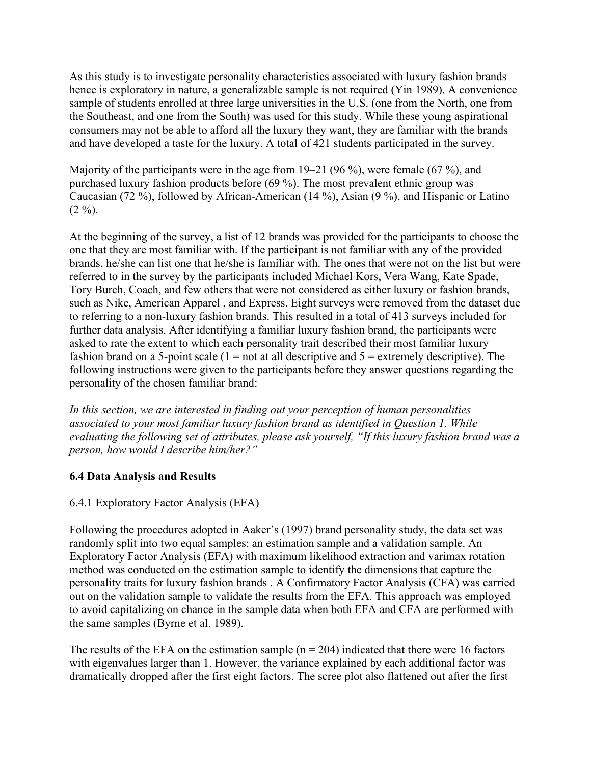As this study is to investigate personality characteristics associated with luxury fashion brands hence is exploratory in nature, a generalizable sample is not required (Yin 1989). A convenience sample of students enrolled at three large universities in the U.S. (one from the North, one from the Southeast, and one from the South) was used for this study. While these young aspirational consumers may not be able to afford all the luxury they want, they are familiar with the brands and have developed a taste for the luxury. A total of 421 students participated in the survey.

Majority of the participants were in the age from 19–21 (96 %), were female (67 %), and purchased luxury fashion products before (69 %). The most prevalent ethnic group was Caucasian (72 %), followed by African-American (14 %), Asian (9 %), and Hispanic or Latino (2 %).

At the beginning of the survey, a list of 12 brands was provided for the participants to choose the one that they are most familiar with. If the participant is not familiar with any of the provided brands, he/she can list one that he/she is familiar with. The ones that were not on the list but were referred to in the survey by the participants included Michael Kors, Vera Wang, Kate Spade, Tory Burch, Coach, and few others that were not considered as either luxury or fashion brands, such as Nike, American Apparel , and Express. Eight surveys were removed from the dataset due to referring to a non-luxury fashion brands. This resulted in a total of 413 surveys included for further data analysis. After identifying a familiar luxury fashion brand, the participants were asked to rate the extent to which each personality trait described their most familiar luxury fashion brand on a 5-point scale (1 = not at all descriptive and 5 = extremely descriptive). The following instructions were given to the participants before they answer questions regarding the personality of the chosen familiar brand:

*In this section, we are interested in finding out your perception of human personalities associated to your most familiar luxury fashion brand as identified in Question 1. While evaluating the following set of attributes, please ask yourself, "If this luxury fashion brand was a person, how would I describe him/her?"*

### 6.4 Data Analysis and Results

#### 6.4.1 Exploratory Factor Analysis (EFA)

Following the procedures adopted in Aaker's (1997) brand personality study, the data set was randomly split into two equal samples: an estimation sample and a validation sample. An Exploratory Factor Analysis (EFA) with maximum likelihood extraction and varimax rotation method was conducted on the estimation sample to identify the dimensions that capture the personality traits for luxury fashion brands . A Confirmatory Factor Analysis (CFA) was carried out on the validation sample to validate the results from the EFA. This approach was employed to avoid capitalizing on chance in the sample data when both EFA and CFA are performed with the same samples (Byrne et al. 1989).

The results of the EFA on the estimation sample ($n = 204$) indicated that there were 16 factors with eigenvalues larger than 1. However, the variance explained by each additional factor was dramatically dropped after the first eight factors. The scree plot also flattened out after the first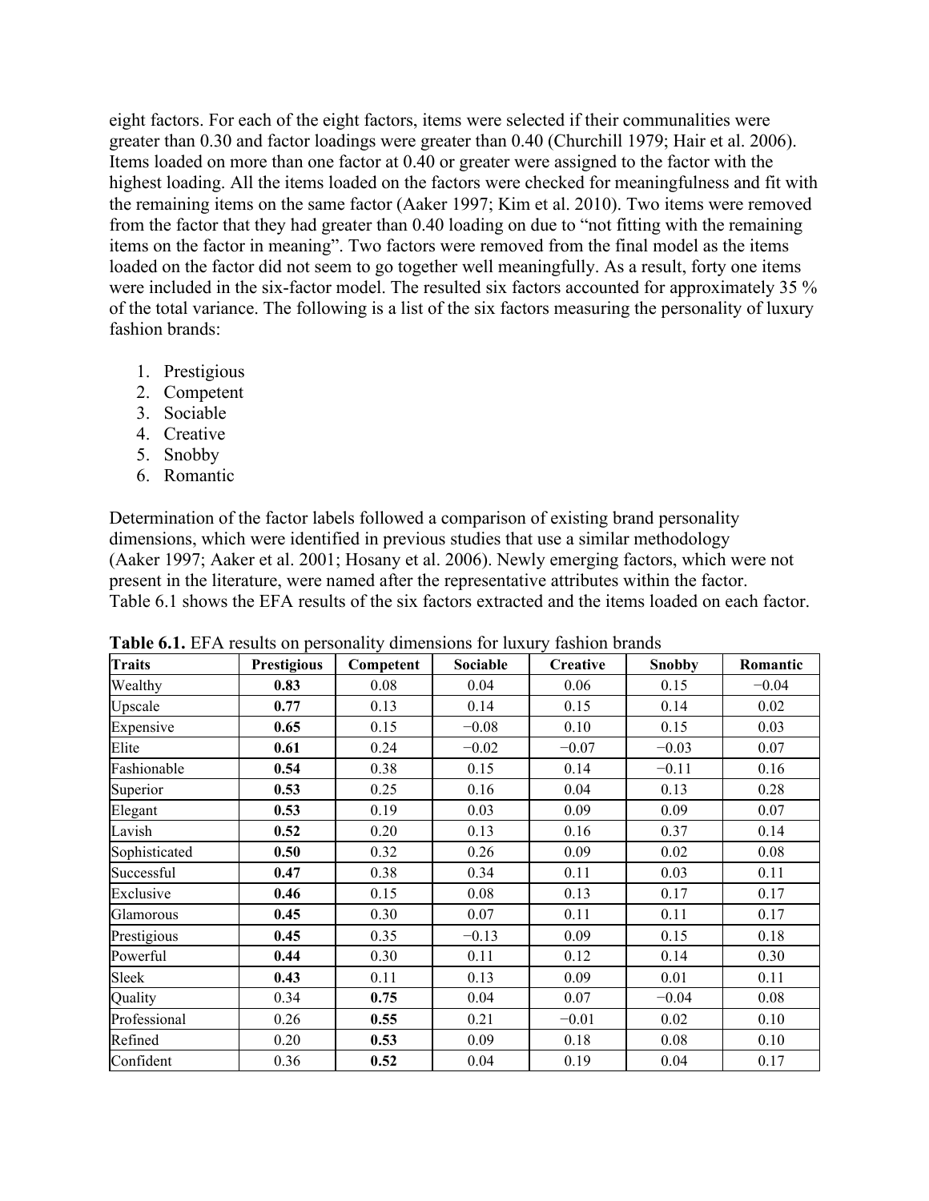eight factors. For each of the eight factors, items were selected if their communalities were greater than 0.30 and factor loadings were greater than 0.40 (Churchill 1979; Hair et al. 2006). Items loaded on more than one factor at 0.40 or greater were assigned to the factor with the highest loading. All the items loaded on the factors were checked for meaningfulness and fit with the remaining items on the same factor (Aaker 1997; Kim et al. 2010). Two items were removed from the factor that they had greater than 0.40 loading on due to "not fitting with the remaining items on the factor in meaning". Two factors were removed from the final model as the items loaded on the factor did not seem to go together well meaningfully. As a result, forty one items were included in the six-factor model. The resulted six factors accounted for approximately 35 % of the total variance. The following is a list of the six factors measuring the personality of luxury fashion brands:

1. Prestigious
2. Competent
3. Sociable
4. Creative
5. Snobby
6. Romantic

Determination of the factor labels followed a comparison of existing brand personality dimensions, which were identified in previous studies that use a similar methodology (Aaker 1997; Aaker et al. 2001; Hosany et al. 2006). Newly emerging factors, which were not present in the literature, were named after the representative attributes within the factor. Table 6.1 shows the EFA results of the six factors extracted and the items loaded on each factor.

**Table 6.1.** EFA results on personality dimensions for luxury fashion brands

| Traits | Prestigious | Competent | Sociable | Creative | Snobby | Romantic |
|---|---|---|---|---|---|---|
| Wealthy | **0.83** | 0.08 | 0.04 | 0.06 | 0.15 | −0.04 |
| Upscale | **0.77** | 0.13 | 0.14 | 0.15 | 0.14 | 0.02 |
| Expensive | **0.65** | 0.15 | −0.08 | 0.10 | 0.15 | 0.03 |
| Elite | **0.61** | 0.24 | −0.02 | −0.07 | −0.03 | 0.07 |
| Fashionable | **0.54** | 0.38 | 0.15 | 0.14 | −0.11 | 0.16 |
| Superior | **0.53** | 0.25 | 0.16 | 0.04 | 0.13 | 0.28 |
| Elegant | **0.53** | 0.19 | 0.03 | 0.09 | 0.09 | 0.07 |
| Lavish | **0.52** | 0.20 | 0.13 | 0.16 | 0.37 | 0.14 |
| Sophisticated | **0.50** | 0.32 | 0.26 | 0.09 | 0.02 | 0.08 |
| Successful | **0.47** | 0.38 | 0.34 | 0.11 | 0.03 | 0.11 |
| Exclusive | **0.46** | 0.15 | 0.08 | 0.13 | 0.17 | 0.17 |
| Glamorous | **0.45** | 0.30 | 0.07 | 0.11 | 0.11 | 0.17 |
| Prestigious | **0.45** | 0.35 | −0.13 | 0.09 | 0.15 | 0.18 |
| Powerful | **0.44** | 0.30 | 0.11 | 0.12 | 0.14 | 0.30 |
| Sleek | **0.43** | 0.11 | 0.13 | 0.09 | 0.01 | 0.11 |
| Quality | 0.34 | **0.75** | 0.04 | 0.07 | −0.04 | 0.08 |
| Professional | 0.26 | **0.55** | 0.21 | −0.01 | 0.02 | 0.10 |
| Refined | 0.20 | **0.53** | 0.09 | 0.18 | 0.08 | 0.10 |
| Confident | 0.36 | **0.52** | 0.04 | 0.19 | 0.04 | 0.17 |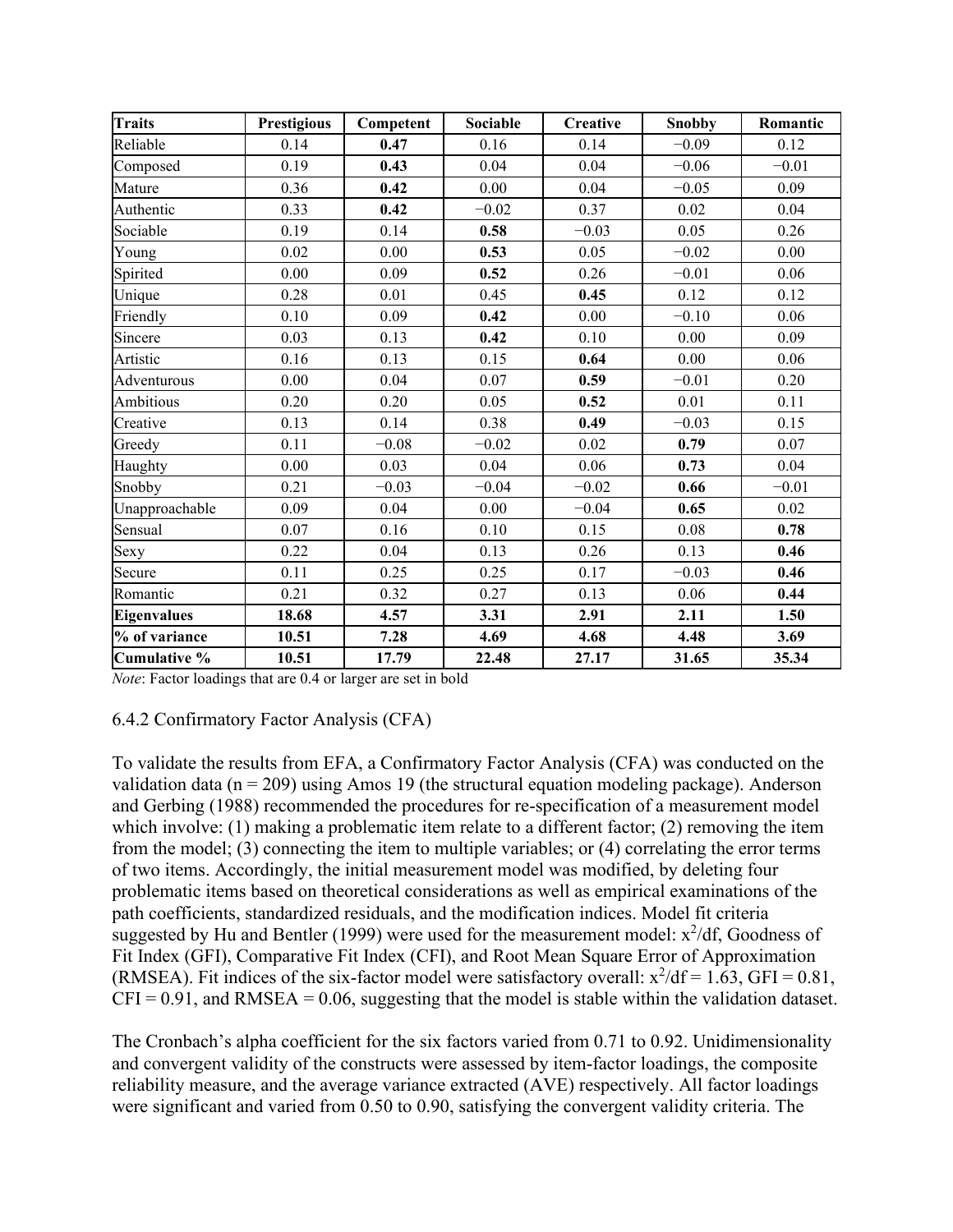| Traits | Prestigious | Competent | Sociable | Creative | Snobby | Romantic |
|---|---|---|---|---|---|---|
| Reliable | 0.14 | **0.47** | 0.16 | 0.14 | −0.09 | 0.12 |
| Composed | 0.19 | **0.43** | 0.04 | 0.04 | −0.06 | −0.01 |
| Mature | 0.36 | **0.42** | 0.00 | 0.04 | −0.05 | 0.09 |
| Authentic | 0.33 | **0.42** | −0.02 | 0.37 | 0.02 | 0.04 |
| Sociable | 0.19 | 0.14 | **0.58** | −0.03 | 0.05 | 0.26 |
| Young | 0.02 | 0.00 | **0.53** | 0.05 | −0.02 | 0.00 |
| Spirited | 0.00 | 0.09 | **0.52** | 0.26 | −0.01 | 0.06 |
| Unique | 0.28 | 0.01 | 0.45 | **0.45** | 0.12 | 0.12 |
| Friendly | 0.10 | 0.09 | **0.42** | 0.00 | −0.10 | 0.06 |
| Sincere | 0.03 | 0.13 | **0.42** | 0.10 | 0.00 | 0.09 |
| Artistic | 0.16 | 0.13 | 0.15 | **0.64** | 0.00 | 0.06 |
| Adventurous | 0.00 | 0.04 | 0.07 | **0.59** | −0.01 | 0.20 |
| Ambitious | 0.20 | 0.20 | 0.05 | **0.52** | 0.01 | 0.11 |
| Creative | 0.13 | 0.14 | 0.38 | **0.49** | −0.03 | 0.15 |
| Greedy | 0.11 | −0.08 | −0.02 | 0.02 | **0.79** | 0.07 |
| Haughty | 0.00 | 0.03 | 0.04 | 0.06 | **0.73** | 0.04 |
| Snobby | 0.21 | −0.03 | −0.04 | −0.02 | **0.66** | −0.01 |
| Unapproachable | 0.09 | 0.04 | 0.00 | −0.04 | **0.65** | 0.02 |
| Sensual | 0.07 | 0.16 | 0.10 | 0.15 | 0.08 | **0.78** |
| Sexy | 0.22 | 0.04 | 0.13 | 0.26 | 0.13 | **0.46** |
| Secure | 0.11 | 0.25 | 0.25 | 0.17 | −0.03 | **0.46** |
| Romantic | 0.21 | 0.32 | 0.27 | 0.13 | 0.06 | **0.44** |
| **Eigenvalues** | **18.68** | **4.57** | **3.31** | **2.91** | **2.11** | **1.50** |
| **% of variance** | **10.51** | **7.28** | **4.69** | **4.68** | **4.48** | **3.69** |
| **Cumulative %** | **10.51** | **17.79** | **22.48** | **27.17** | **31.65** | **35.34** |

*Note*: Factor loadings that are 0.4 or larger are set in bold

### 6.4.2 Confirmatory Factor Analysis (CFA)

To validate the results from EFA, a Confirmatory Factor Analysis (CFA) was conducted on the validation data (n = 209) using Amos 19 (the structural equation modeling package). Anderson and Gerbing (1988) recommended the procedures for re-specification of a measurement model which involve: (1) making a problematic item relate to a different factor; (2) removing the item from the model; (3) connecting the item to multiple variables; or (4) correlating the error terms of two items. Accordingly, the initial measurement model was modified, by deleting four problematic items based on theoretical considerations as well as empirical examinations of the path coefficients, standardized residuals, and the modification indices. Model fit criteria suggested by Hu and Bentler (1999) were used for the measurement model: $x^2$/df, Goodness of Fit Index (GFI), Comparative Fit Index (CFI), and Root Mean Square Error of Approximation (RMSEA). Fit indices of the six-factor model were satisfactory overall: $x^2$/df = 1.63, GFI = 0.81, CFI = 0.91, and RMSEA = 0.06, suggesting that the model is stable within the validation dataset.

The Cronbach's alpha coefficient for the six factors varied from 0.71 to 0.92. Unidimensionality and convergent validity of the constructs were assessed by item-factor loadings, the composite reliability measure, and the average variance extracted (AVE) respectively. All factor loadings were significant and varied from 0.50 to 0.90, satisfying the convergent validity criteria. The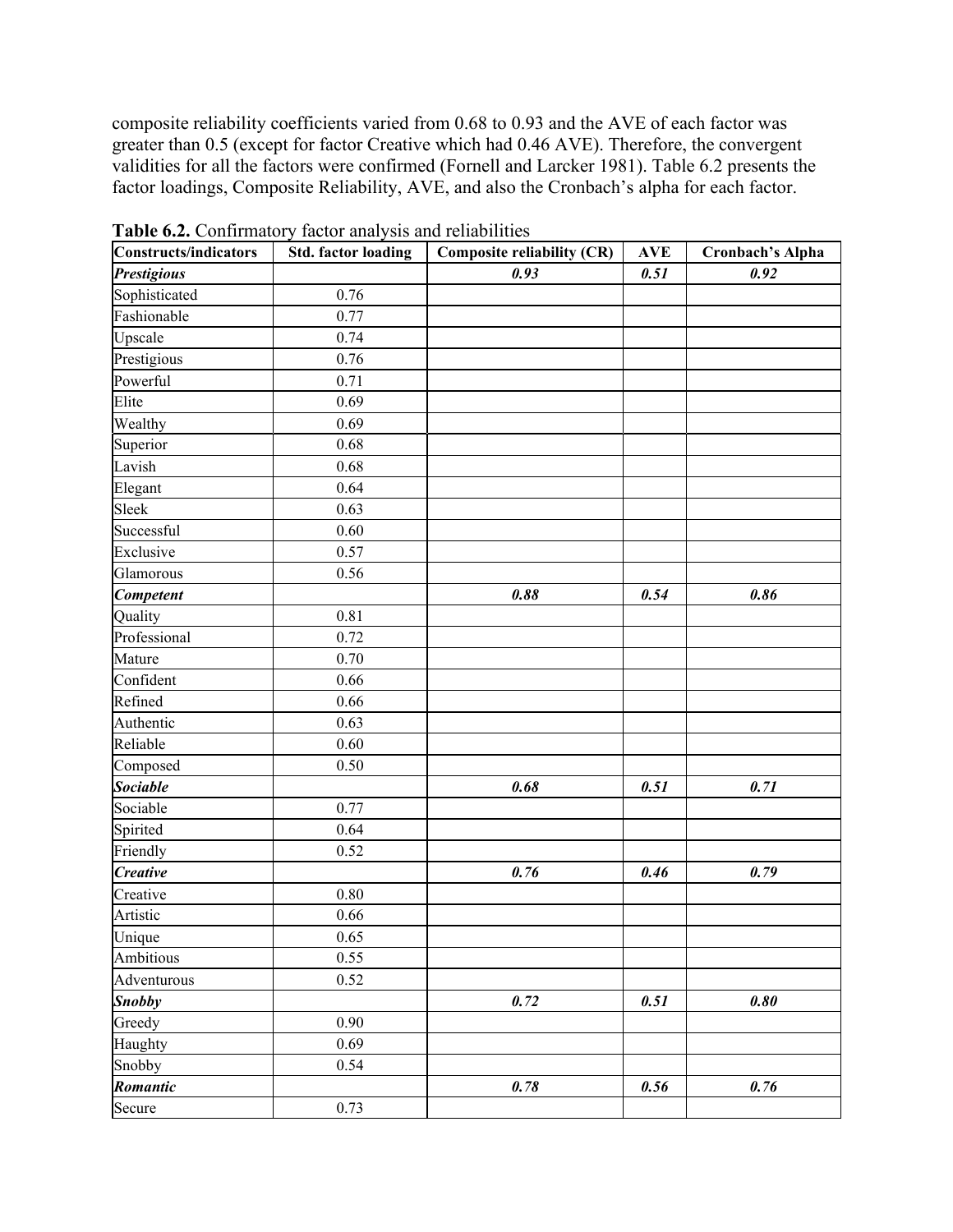composite reliability coefficients varied from 0.68 to 0.93 and the AVE of each factor was greater than 0.5 (except for factor Creative which had 0.46 AVE). Therefore, the convergent validities for all the factors were confirmed (Fornell and Larcker 1981). Table 6.2 presents the factor loadings, Composite Reliability, AVE, and also the Cronbach's alpha for each factor.

**Table 6.2.** Confirmatory factor analysis and reliabilities

| Constructs/indicators | Std. factor loading | Composite reliability (CR) | AVE | Cronbach's Alpha |
|---|---|---|---|---|
| ***Prestigious*** | | ***0.93*** | ***0.51*** | ***0.92*** |
| Sophisticated | 0.76 | | | |
| Fashionable | 0.77 | | | |
| Upscale | 0.74 | | | |
| Prestigious | 0.76 | | | |
| Powerful | 0.71 | | | |
| Elite | 0.69 | | | |
| Wealthy | 0.69 | | | |
| Superior | 0.68 | | | |
| Lavish | 0.68 | | | |
| Elegant | 0.64 | | | |
| Sleek | 0.63 | | | |
| Successful | 0.60 | | | |
| Exclusive | 0.57 | | | |
| Glamorous | 0.56 | | | |
| ***Competent*** | | ***0.88*** | ***0.54*** | ***0.86*** |
| Quality | 0.81 | | | |
| Professional | 0.72 | | | |
| Mature | 0.70 | | | |
| Confident | 0.66 | | | |
| Refined | 0.66 | | | |
| Authentic | 0.63 | | | |
| Reliable | 0.60 | | | |
| Composed | 0.50 | | | |
| ***Sociable*** | | ***0.68*** | ***0.51*** | ***0.71*** |
| Sociable | 0.77 | | | |
| Spirited | 0.64 | | | |
| Friendly | 0.52 | | | |
| ***Creative*** | | ***0.76*** | ***0.46*** | ***0.79*** |
| Creative | 0.80 | | | |
| Artistic | 0.66 | | | |
| Unique | 0.65 | | | |
| Ambitious | 0.55 | | | |
| Adventurous | 0.52 | | | |
| ***Snobby*** | | ***0.72*** | ***0.51*** | ***0.80*** |
| Greedy | 0.90 | | | |
| Haughty | 0.69 | | | |
| Snobby | 0.54 | | | |
| ***Romantic*** | | ***0.78*** | ***0.56*** | ***0.76*** |
| Secure | 0.73 | | | |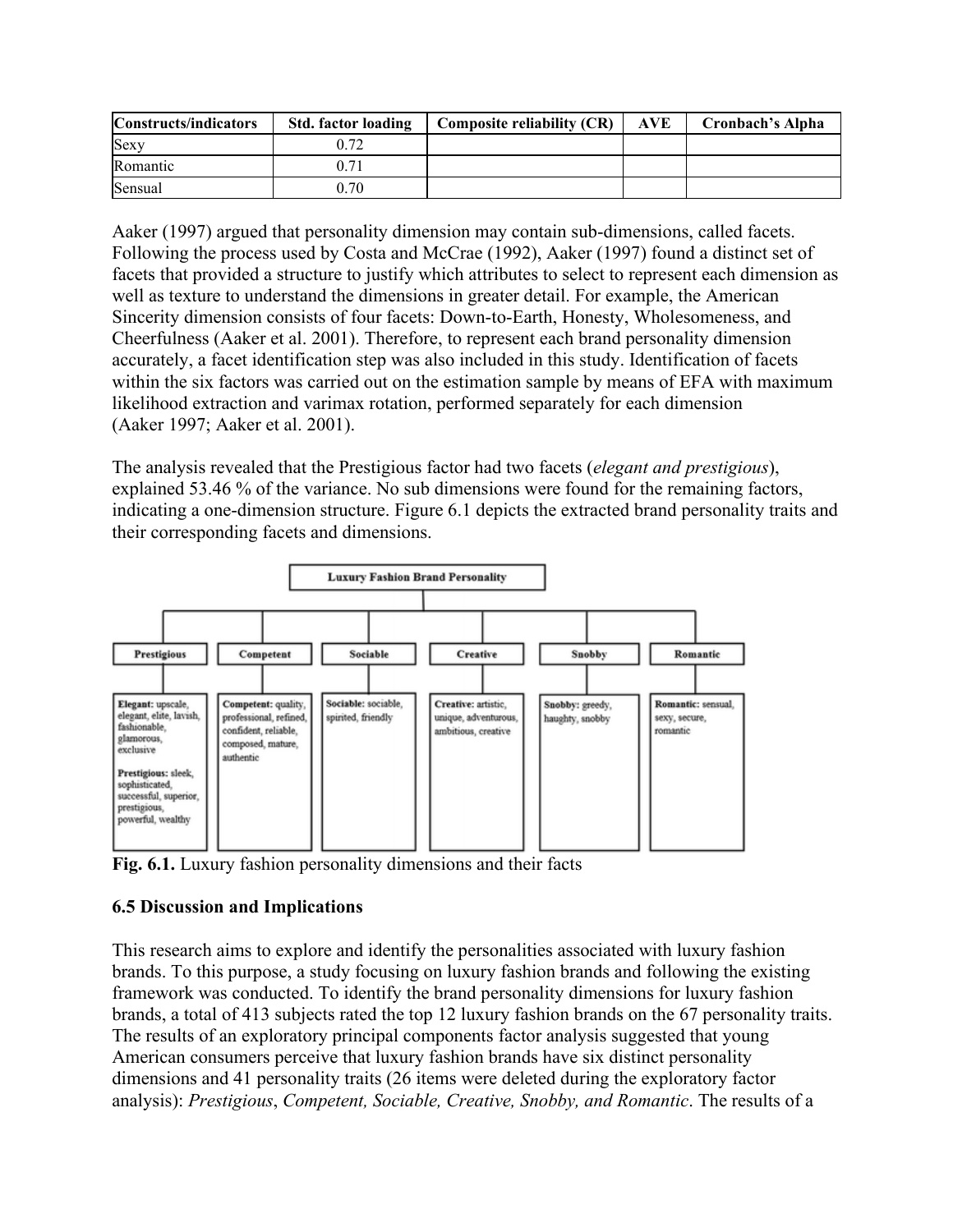| Constructs/indicators | Std. factor loading | Composite reliability (CR) | AVE | Cronbach's Alpha |
|---|---|---|---|---|
| Sexy | 0.72 | | | |
| Romantic | 0.71 | | | |
| Sensual | 0.70 | | | |

Aaker (1997) argued that personality dimension may contain sub-dimensions, called facets. Following the process used by Costa and McCrae (1992), Aaker (1997) found a distinct set of facets that provided a structure to justify which attributes to select to represent each dimension as well as texture to understand the dimensions in greater detail. For example, the American Sincerity dimension consists of four facets: Down-to-Earth, Honesty, Wholesomeness, and Cheerfulness (Aaker et al. 2001). Therefore, to represent each brand personality dimension accurately, a facet identification step was also included in this study. Identification of facets within the six factors was carried out on the estimation sample by means of EFA with maximum likelihood extraction and varimax rotation, performed separately for each dimension (Aaker 1997; Aaker et al. 2001).

The analysis revealed that the Prestigious factor had two facets (*elegant and prestigious*), explained 53.46 % of the variance. No sub dimensions were found for the remaining factors, indicating a one-dimension structure. Figure 6.1 depicts the extracted brand personality traits and their corresponding facets and dimensions.

**Luxury Fashion Brand Personality**

| Prestigious | Competent | Sociable | Creative | Snobby | Romantic |
|---|---|---|---|---|---|
| **Elegant:** upscale, elegant, elite, lavish, fashionable, glamorous, exclusive; **Prestigious:** sleek, sophisticated, successful, superior, prestigious, powerful, wealthy | **Competent:** quality, professional, refined, confident, reliable, composed, mature, authentic | **Sociable:** sociable, spirited, friendly | **Creative:** artistic, unique, adventurous, ambitious, creative | **Snobby:** greedy, haughty, snobby | **Romantic:** sensual, sexy, secure, romantic |

**Fig. 6.1.** Luxury fashion personality dimensions and their facts

### 6.5 Discussion and Implications

This research aims to explore and identify the personalities associated with luxury fashion brands. To this purpose, a study focusing on luxury fashion brands and following the existing framework was conducted. To identify the brand personality dimensions for luxury fashion brands, a total of 413 subjects rated the top 12 luxury fashion brands on the 67 personality traits. The results of an exploratory principal components factor analysis suggested that young American consumers perceive that luxury fashion brands have six distinct personality dimensions and 41 personality traits (26 items were deleted during the exploratory factor analysis): *Prestigious*, *Competent, Sociable, Creative, Snobby, and Romantic*. The results of a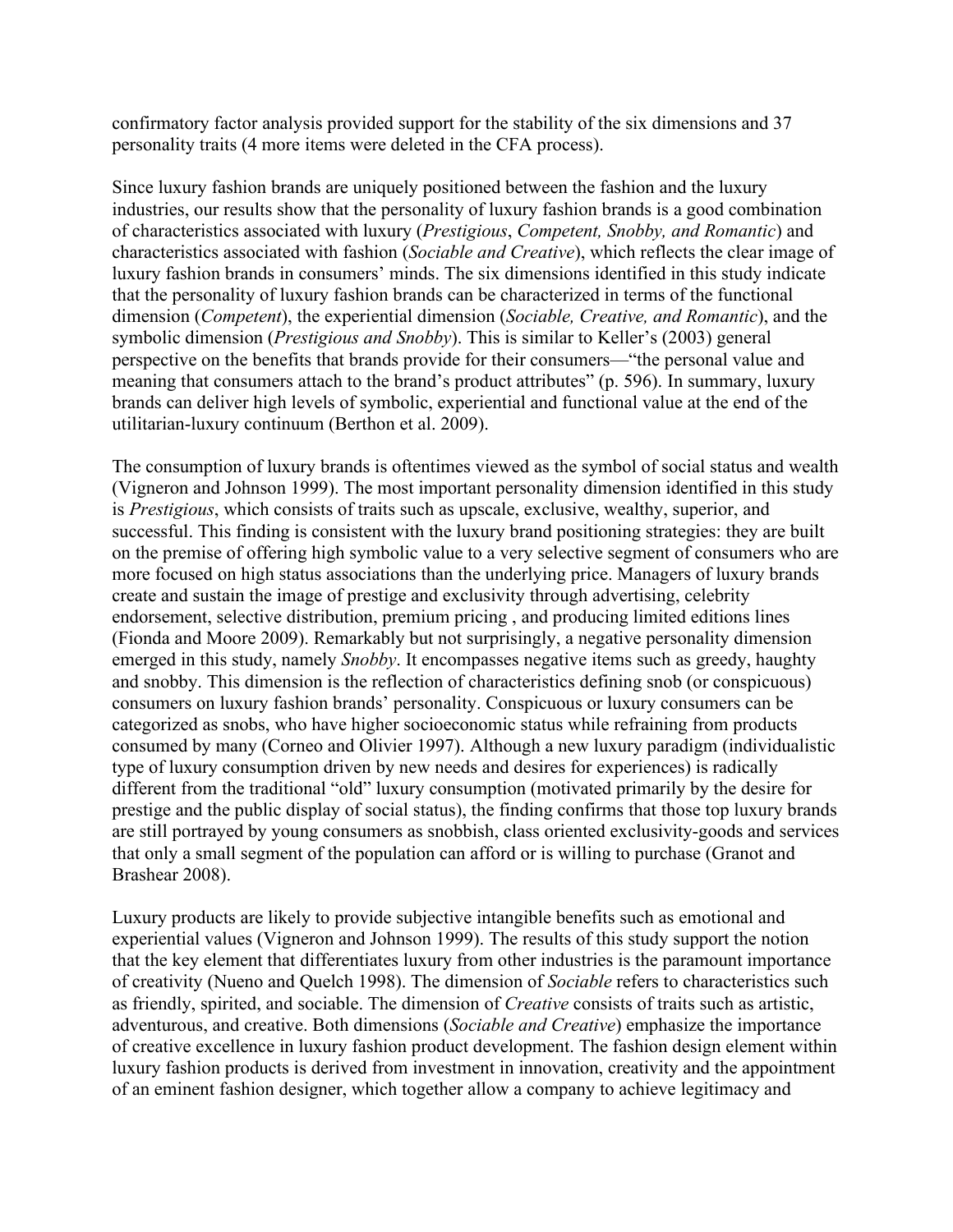confirmatory factor analysis provided support for the stability of the six dimensions and 37 personality traits (4 more items were deleted in the CFA process).

Since luxury fashion brands are uniquely positioned between the fashion and the luxury industries, our results show that the personality of luxury fashion brands is a good combination of characteristics associated with luxury (*Prestigious*, *Competent, Snobby, and Romantic*) and characteristics associated with fashion (*Sociable and Creative*), which reflects the clear image of luxury fashion brands in consumers' minds. The six dimensions identified in this study indicate that the personality of luxury fashion brands can be characterized in terms of the functional dimension (*Competent*), the experiential dimension (*Sociable, Creative, and Romantic*), and the symbolic dimension (*Prestigious and Snobby*). This is similar to Keller's (2003) general perspective on the benefits that brands provide for their consumers—"the personal value and meaning that consumers attach to the brand's product attributes" (p. 596). In summary, luxury brands can deliver high levels of symbolic, experiential and functional value at the end of the utilitarian-luxury continuum (Berthon et al. 2009).

The consumption of luxury brands is oftentimes viewed as the symbol of social status and wealth (Vigneron and Johnson 1999). The most important personality dimension identified in this study is *Prestigious*, which consists of traits such as upscale, exclusive, wealthy, superior, and successful. This finding is consistent with the luxury brand positioning strategies: they are built on the premise of offering high symbolic value to a very selective segment of consumers who are more focused on high status associations than the underlying price. Managers of luxury brands create and sustain the image of prestige and exclusivity through advertising, celebrity endorsement, selective distribution, premium pricing , and producing limited editions lines (Fionda and Moore 2009). Remarkably but not surprisingly, a negative personality dimension emerged in this study, namely *Snobby*. It encompasses negative items such as greedy, haughty and snobby. This dimension is the reflection of characteristics defining snob (or conspicuous) consumers on luxury fashion brands' personality. Conspicuous or luxury consumers can be categorized as snobs, who have higher socioeconomic status while refraining from products consumed by many (Corneo and Olivier 1997). Although a new luxury paradigm (individualistic type of luxury consumption driven by new needs and desires for experiences) is radically different from the traditional "old" luxury consumption (motivated primarily by the desire for prestige and the public display of social status), the finding confirms that those top luxury brands are still portrayed by young consumers as snobbish, class oriented exclusivity-goods and services that only a small segment of the population can afford or is willing to purchase (Granot and Brashear 2008).

Luxury products are likely to provide subjective intangible benefits such as emotional and experiential values (Vigneron and Johnson 1999). The results of this study support the notion that the key element that differentiates luxury from other industries is the paramount importance of creativity (Nueno and Quelch 1998). The dimension of *Sociable* refers to characteristics such as friendly, spirited, and sociable. The dimension of *Creative* consists of traits such as artistic, adventurous, and creative. Both dimensions (*Sociable and Creative*) emphasize the importance of creative excellence in luxury fashion product development. The fashion design element within luxury fashion products is derived from investment in innovation, creativity and the appointment of an eminent fashion designer, which together allow a company to achieve legitimacy and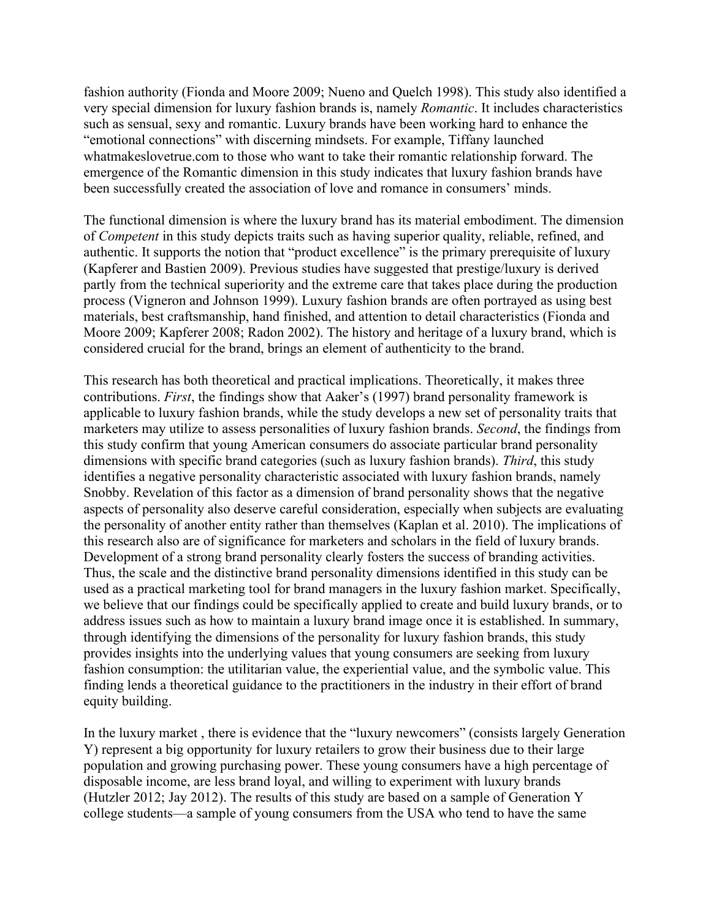fashion authority (Fionda and Moore 2009; Nueno and Quelch 1998). This study also identified a very special dimension for luxury fashion brands is, namely *Romantic*. It includes characteristics such as sensual, sexy and romantic. Luxury brands have been working hard to enhance the "emotional connections" with discerning mindsets. For example, Tiffany launched whatmakeslovetrue.com to those who want to take their romantic relationship forward. The emergence of the Romantic dimension in this study indicates that luxury fashion brands have been successfully created the association of love and romance in consumers' minds.

The functional dimension is where the luxury brand has its material embodiment. The dimension of *Competent* in this study depicts traits such as having superior quality, reliable, refined, and authentic. It supports the notion that "product excellence" is the primary prerequisite of luxury (Kapferer and Bastien 2009). Previous studies have suggested that prestige/luxury is derived partly from the technical superiority and the extreme care that takes place during the production process (Vigneron and Johnson 1999). Luxury fashion brands are often portrayed as using best materials, best craftsmanship, hand finished, and attention to detail characteristics (Fionda and Moore 2009; Kapferer 2008; Radon 2002). The history and heritage of a luxury brand, which is considered crucial for the brand, brings an element of authenticity to the brand.

This research has both theoretical and practical implications. Theoretically, it makes three contributions. *First*, the findings show that Aaker's (1997) brand personality framework is applicable to luxury fashion brands, while the study develops a new set of personality traits that marketers may utilize to assess personalities of luxury fashion brands. *Second*, the findings from this study confirm that young American consumers do associate particular brand personality dimensions with specific brand categories (such as luxury fashion brands). *Third*, this study identifies a negative personality characteristic associated with luxury fashion brands, namely Snobby. Revelation of this factor as a dimension of brand personality shows that the negative aspects of personality also deserve careful consideration, especially when subjects are evaluating the personality of another entity rather than themselves (Kaplan et al. 2010). The implications of this research also are of significance for marketers and scholars in the field of luxury brands. Development of a strong brand personality clearly fosters the success of branding activities. Thus, the scale and the distinctive brand personality dimensions identified in this study can be used as a practical marketing tool for brand managers in the luxury fashion market. Specifically, we believe that our findings could be specifically applied to create and build luxury brands, or to address issues such as how to maintain a luxury brand image once it is established. In summary, through identifying the dimensions of the personality for luxury fashion brands, this study provides insights into the underlying values that young consumers are seeking from luxury fashion consumption: the utilitarian value, the experiential value, and the symbolic value. This finding lends a theoretical guidance to the practitioners in the industry in their effort of brand equity building.

In the luxury market , there is evidence that the "luxury newcomers" (consists largely Generation Y) represent a big opportunity for luxury retailers to grow their business due to their large population and growing purchasing power. These young consumers have a high percentage of disposable income, are less brand loyal, and willing to experiment with luxury brands (Hutzler 2012; Jay 2012). The results of this study are based on a sample of Generation Y college students—a sample of young consumers from the USA who tend to have the same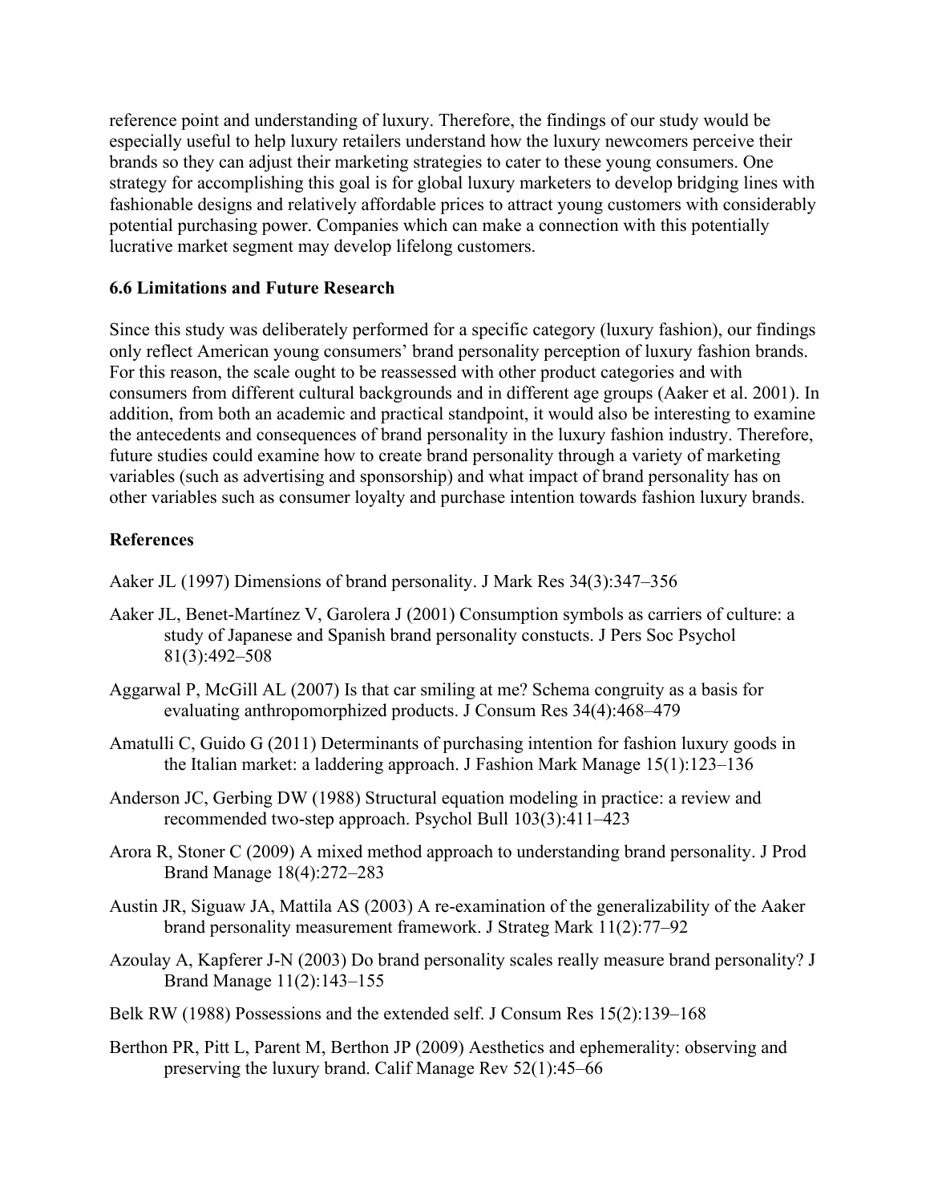reference point and understanding of luxury. Therefore, the findings of our study would be especially useful to help luxury retailers understand how the luxury newcomers perceive their brands so they can adjust their marketing strategies to cater to these young consumers. One strategy for accomplishing this goal is for global luxury marketers to develop bridging lines with fashionable designs and relatively affordable prices to attract young customers with considerably potential purchasing power. Companies which can make a connection with this potentially lucrative market segment may develop lifelong customers.

### 6.6 Limitations and Future Research

Since this study was deliberately performed for a specific category (luxury fashion), our findings only reflect American young consumers' brand personality perception of luxury fashion brands. For this reason, the scale ought to be reassessed with other product categories and with consumers from different cultural backgrounds and in different age groups (Aaker et al. 2001). In addition, from both an academic and practical standpoint, it would also be interesting to examine the antecedents and consequences of brand personality in the luxury fashion industry. Therefore, future studies could examine how to create brand personality through a variety of marketing variables (such as advertising and sponsorship) and what impact of brand personality has on other variables such as consumer loyalty and purchase intention towards fashion luxury brands.

## References

Aaker JL (1997) Dimensions of brand personality. J Mark Res 34(3):347–356

Aaker JL, Benet-Martínez V, Garolera J (2001) Consumption symbols as carriers of culture: a study of Japanese and Spanish brand personality constucts. J Pers Soc Psychol 81(3):492–508

Aggarwal P, McGill AL (2007) Is that car smiling at me? Schema congruity as a basis for evaluating anthropomorphized products. J Consum Res 34(4):468–479

Amatulli C, Guido G (2011) Determinants of purchasing intention for fashion luxury goods in the Italian market: a laddering approach. J Fashion Mark Manage 15(1):123–136

Anderson JC, Gerbing DW (1988) Structural equation modeling in practice: a review and recommended two-step approach. Psychol Bull 103(3):411–423

Arora R, Stoner C (2009) A mixed method approach to understanding brand personality. J Prod Brand Manage 18(4):272–283

Austin JR, Siguaw JA, Mattila AS (2003) A re-examination of the generalizability of the Aaker brand personality measurement framework. J Strateg Mark 11(2):77–92

Azoulay A, Kapferer J-N (2003) Do brand personality scales really measure brand personality? J Brand Manage 11(2):143–155

Belk RW (1988) Possessions and the extended self. J Consum Res 15(2):139–168

Berthon PR, Pitt L, Parent M, Berthon JP (2009) Aesthetics and ephemerality: observing and preserving the luxury brand. Calif Manage Rev 52(1):45–66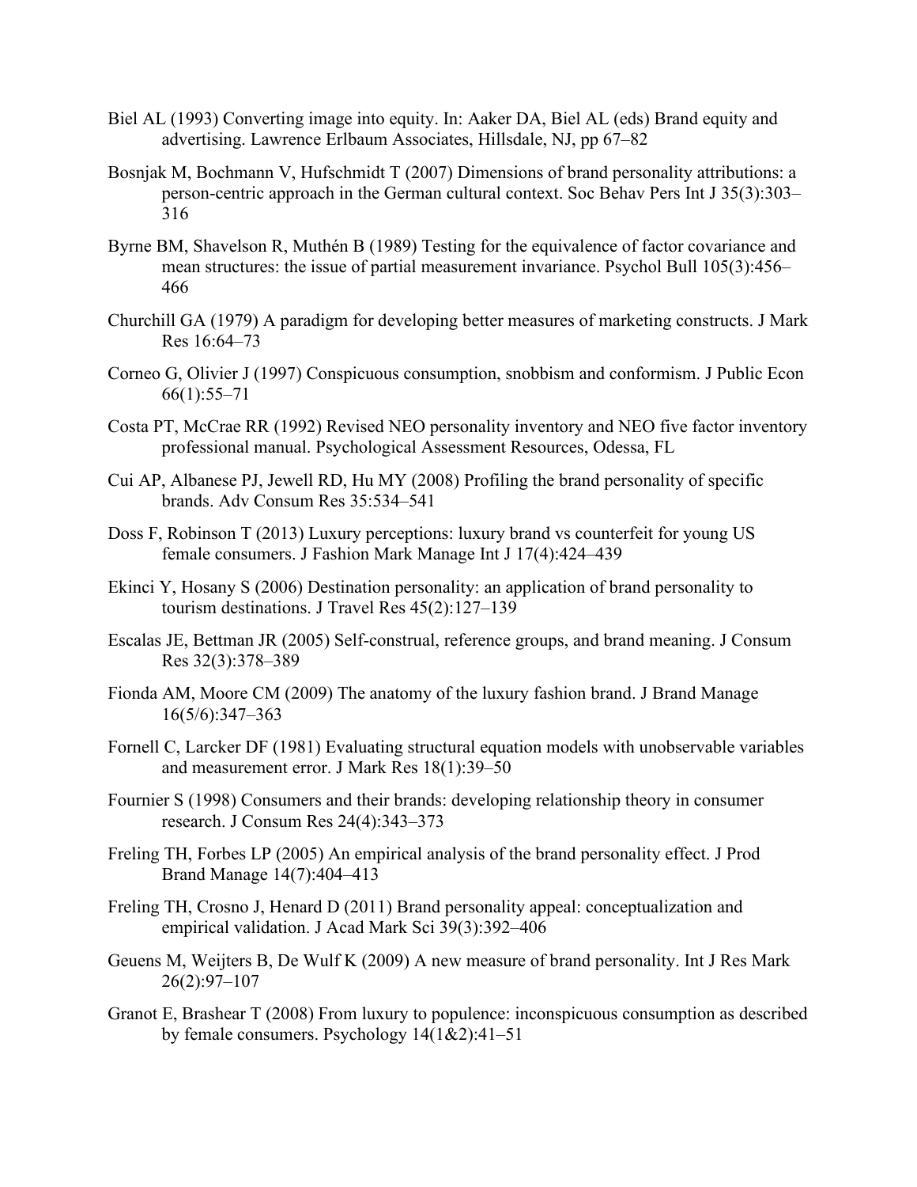Biel AL (1993) Converting image into equity. In: Aaker DA, Biel AL (eds) Brand equity and advertising. Lawrence Erlbaum Associates, Hillsdale, NJ, pp 67–82

Bosnjak M, Bochmann V, Hufschmidt T (2007) Dimensions of brand personality attributions: a person-centric approach in the German cultural context. Soc Behav Pers Int J 35(3):303–316

Byrne BM, Shavelson R, Muthén B (1989) Testing for the equivalence of factor covariance and mean structures: the issue of partial measurement invariance. Psychol Bull 105(3):456–466

Churchill GA (1979) A paradigm for developing better measures of marketing constructs. J Mark Res 16:64–73

Corneo G, Olivier J (1997) Conspicuous consumption, snobbism and conformism. J Public Econ 66(1):55–71

Costa PT, McCrae RR (1992) Revised NEO personality inventory and NEO five factor inventory professional manual. Psychological Assessment Resources, Odessa, FL

Cui AP, Albanese PJ, Jewell RD, Hu MY (2008) Profiling the brand personality of specific brands. Adv Consum Res 35:534–541

Doss F, Robinson T (2013) Luxury perceptions: luxury brand vs counterfeit for young US female consumers. J Fashion Mark Manage Int J 17(4):424–439

Ekinci Y, Hosany S (2006) Destination personality: an application of brand personality to tourism destinations. J Travel Res 45(2):127–139

Escalas JE, Bettman JR (2005) Self-construal, reference groups, and brand meaning. J Consum Res 32(3):378–389

Fionda AM, Moore CM (2009) The anatomy of the luxury fashion brand. J Brand Manage 16(5/6):347–363

Fornell C, Larcker DF (1981) Evaluating structural equation models with unobservable variables and measurement error. J Mark Res 18(1):39–50

Fournier S (1998) Consumers and their brands: developing relationship theory in consumer research. J Consum Res 24(4):343–373

Freling TH, Forbes LP (2005) An empirical analysis of the brand personality effect. J Prod Brand Manage 14(7):404–413

Freling TH, Crosno J, Henard D (2011) Brand personality appeal: conceptualization and empirical validation. J Acad Mark Sci 39(3):392–406

Geuens M, Weijters B, De Wulf K (2009) A new measure of brand personality. Int J Res Mark 26(2):97–107

Granot E, Brashear T (2008) From luxury to populence: inconspicuous consumption as described by female consumers. Psychology 14(1&2):41–51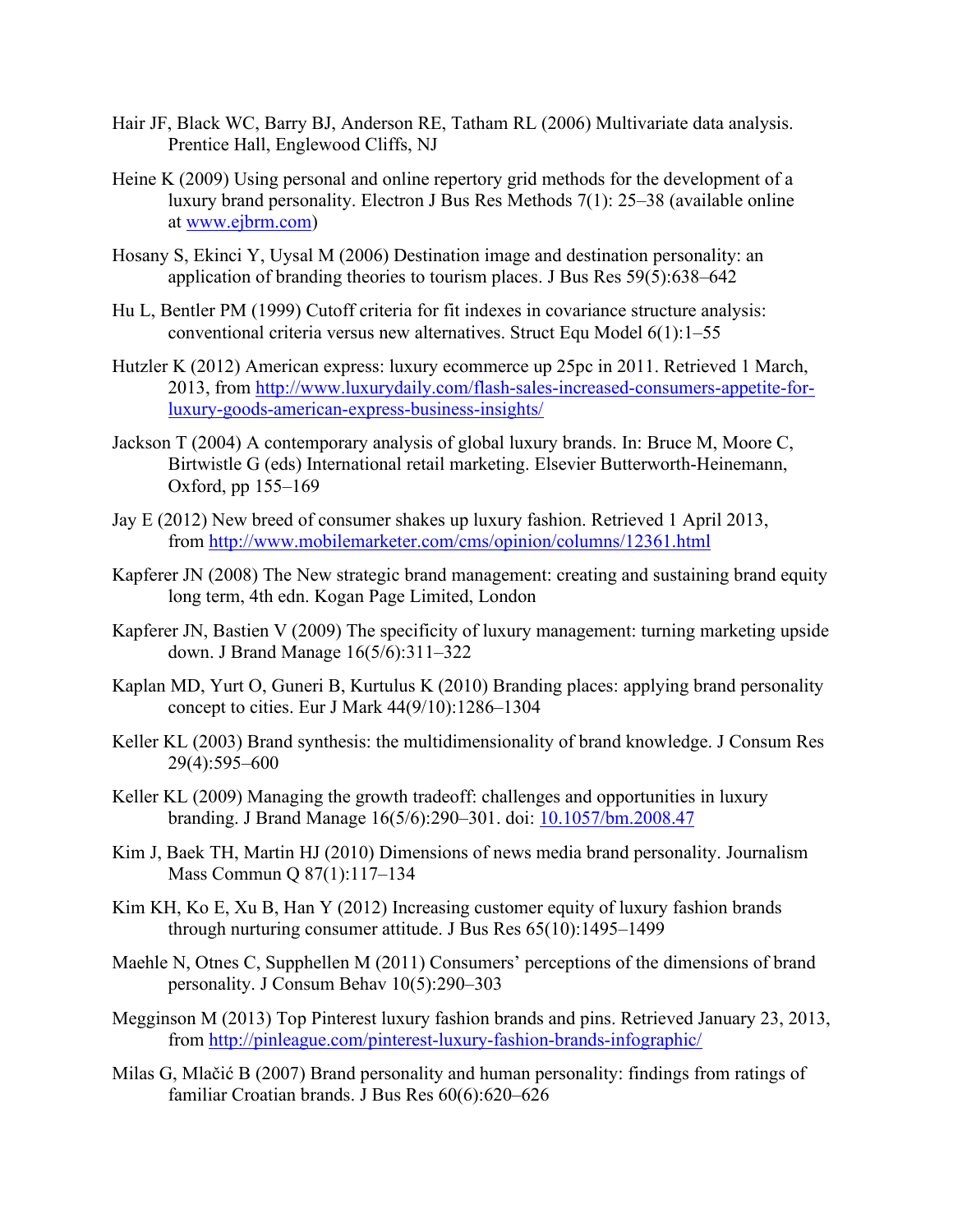Hair JF, Black WC, Barry BJ, Anderson RE, Tatham RL (2006) Multivariate data analysis. Prentice Hall, Englewood Cliffs, NJ

Heine K (2009) Using personal and online repertory grid methods for the development of a luxury brand personality. Electron J Bus Res Methods 7(1): 25–38 (available online at www.ejbrm.com)

Hosany S, Ekinci Y, Uysal M (2006) Destination image and destination personality: an application of branding theories to tourism places. J Bus Res 59(5):638–642

Hu L, Bentler PM (1999) Cutoff criteria for fit indexes in covariance structure analysis: conventional criteria versus new alternatives. Struct Equ Model 6(1):1–55

Hutzler K (2012) American express: luxury ecommerce up 25pc in 2011. Retrieved 1 March, 2013, from http://www.luxurydaily.com/flash-sales-increased-consumers-appetite-for-luxury-goods-american-express-business-insights/

Jackson T (2004) A contemporary analysis of global luxury brands. In: Bruce M, Moore C, Birtwistle G (eds) International retail marketing. Elsevier Butterworth-Heinemann, Oxford, pp 155–169

Jay E (2012) New breed of consumer shakes up luxury fashion. Retrieved 1 April 2013, from http://www.mobilemarketer.com/cms/opinion/columns/12361.html

Kapferer JN (2008) The New strategic brand management: creating and sustaining brand equity long term, 4th edn. Kogan Page Limited, London

Kapferer JN, Bastien V (2009) The specificity of luxury management: turning marketing upside down. J Brand Manage 16(5/6):311–322

Kaplan MD, Yurt O, Guneri B, Kurtulus K (2010) Branding places: applying brand personality concept to cities. Eur J Mark 44(9/10):1286–1304

Keller KL (2003) Brand synthesis: the multidimensionality of brand knowledge. J Consum Res 29(4):595–600

Keller KL (2009) Managing the growth tradeoff: challenges and opportunities in luxury branding. J Brand Manage 16(5/6):290–301. doi: 10.1057/bm.2008.47

Kim J, Baek TH, Martin HJ (2010) Dimensions of news media brand personality. Journalism Mass Commun Q 87(1):117–134

Kim KH, Ko E, Xu B, Han Y (2012) Increasing customer equity of luxury fashion brands through nurturing consumer attitude. J Bus Res 65(10):1495–1499

Maehle N, Otnes C, Supphellen M (2011) Consumers' perceptions of the dimensions of brand personality. J Consum Behav 10(5):290–303

Megginson M (2013) Top Pinterest luxury fashion brands and pins. Retrieved January 23, 2013, from http://pinleague.com/pinterest-luxury-fashion-brands-infographic/

Milas G, Mlačić B (2007) Brand personality and human personality: findings from ratings of familiar Croatian brands. J Bus Res 60(6):620–626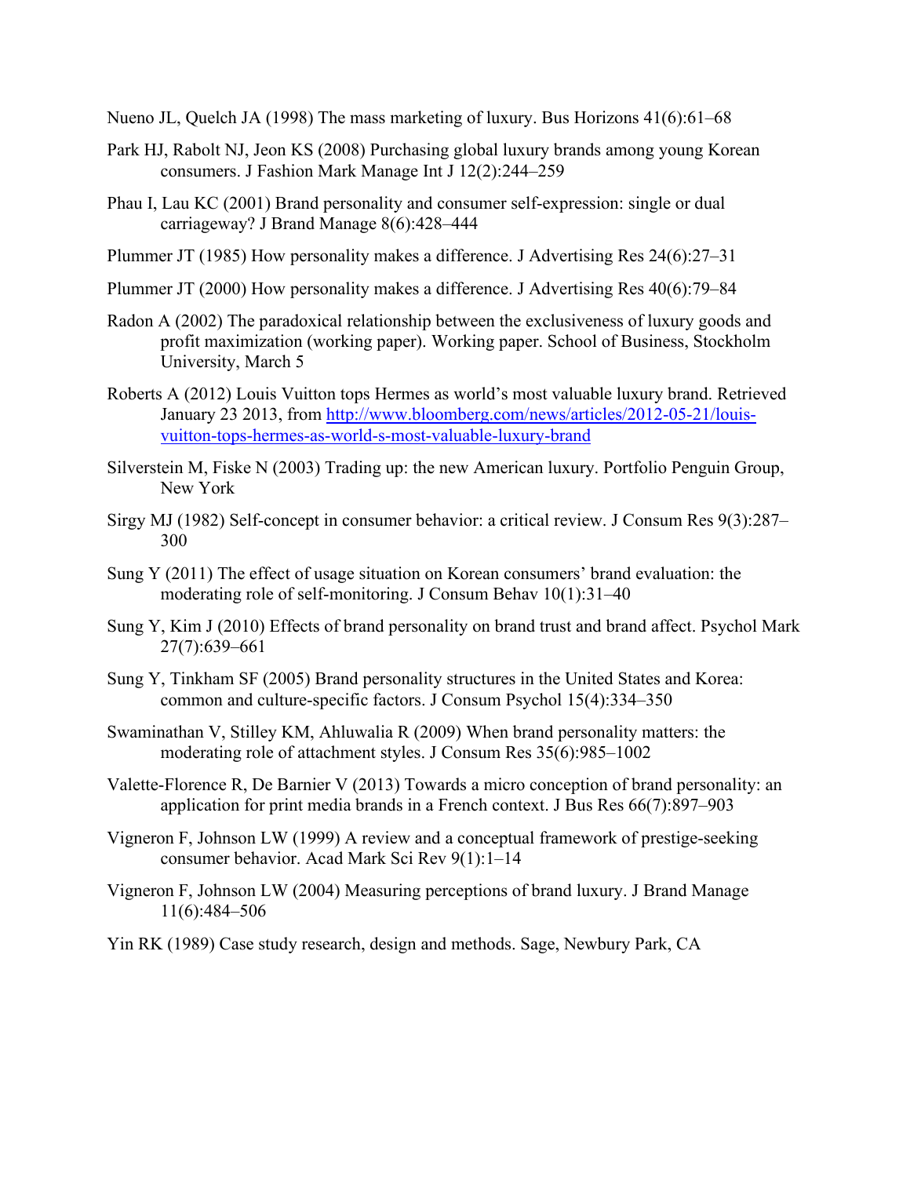Nueno JL, Quelch JA (1998) The mass marketing of luxury. Bus Horizons 41(6):61–68

Park HJ, Rabolt NJ, Jeon KS (2008) Purchasing global luxury brands among young Korean consumers. J Fashion Mark Manage Int J 12(2):244–259

Phau I, Lau KC (2001) Brand personality and consumer self-expression: single or dual carriageway? J Brand Manage 8(6):428–444

Plummer JT (1985) How personality makes a difference. J Advertising Res 24(6):27–31

Plummer JT (2000) How personality makes a difference. J Advertising Res 40(6):79–84

Radon A (2002) The paradoxical relationship between the exclusiveness of luxury goods and profit maximization (working paper). Working paper. School of Business, Stockholm University, March 5

Roberts A (2012) Louis Vuitton tops Hermes as world's most valuable luxury brand. Retrieved January 23 2013, from http://www.bloomberg.com/news/articles/2012-05-21/louis-vuitton-tops-hermes-as-world-s-most-valuable-luxury-brand

Silverstein M, Fiske N (2003) Trading up: the new American luxury. Portfolio Penguin Group, New York

Sirgy MJ (1982) Self-concept in consumer behavior: a critical review. J Consum Res 9(3):287–300

Sung Y (2011) The effect of usage situation on Korean consumers' brand evaluation: the moderating role of self-monitoring. J Consum Behav 10(1):31–40

Sung Y, Kim J (2010) Effects of brand personality on brand trust and brand affect. Psychol Mark 27(7):639–661

Sung Y, Tinkham SF (2005) Brand personality structures in the United States and Korea: common and culture-specific factors. J Consum Psychol 15(4):334–350

Swaminathan V, Stilley KM, Ahluwalia R (2009) When brand personality matters: the moderating role of attachment styles. J Consum Res 35(6):985–1002

Valette-Florence R, De Barnier V (2013) Towards a micro conception of brand personality: an application for print media brands in a French context. J Bus Res 66(7):897–903

Vigneron F, Johnson LW (1999) A review and a conceptual framework of prestige-seeking consumer behavior. Acad Mark Sci Rev 9(1):1–14

Vigneron F, Johnson LW (2004) Measuring perceptions of brand luxury. J Brand Manage 11(6):484–506

Yin RK (1989) Case study research, design and methods. Sage, Newbury Park, CA